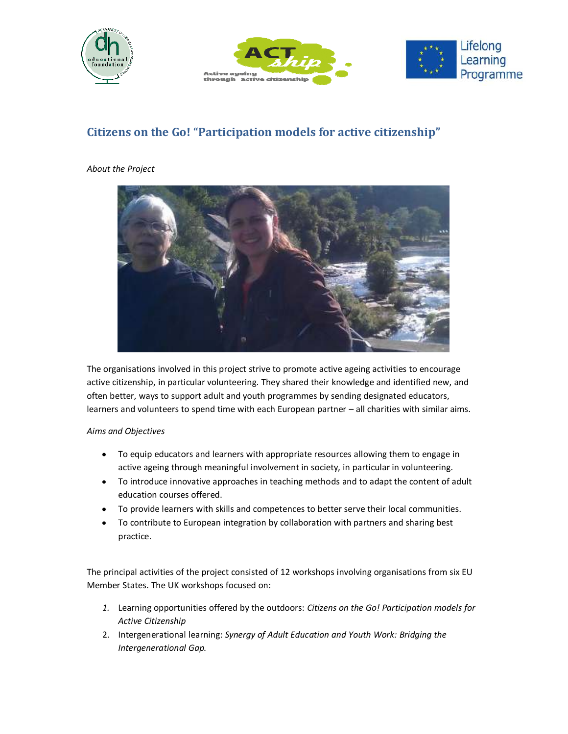# Citizens on the Go! "Participation models for active citizenship"

*About the Project*

The organisations involved in this project strive to promote active ageing activities to encourage active citizenship, in particular volunteering. They shared their knowledge and identified new, and often better, ways to support adult and youth programmes by sending designated educators, learners and volunteers to spend time with each European partner – all charities with similar aims.

*Aims and Objectives*

- To equip educators and learners with appropriate resources allowing them to engage in active ageing through meaningful involvement in society, in particular in volunteering.
- To introduce innovative approaches in teaching methods and to adapt the content of adult education courses offered.
- To provide learners with skills and competences to better serve their local communities.
- To contribute to European integration by collaboration with partners and sharing best practice.

The principal activities of the project consisted of 12 workshops involving organisations from six EU Member States. The UK workshops focused on:

1. Learning opportunities offered by the outdoors: *Citizens on the Go! Participation models for Active Citizenship*
2. Intergenerational learning: *Synergy of Adult Education and Youth Work: Bridging the Intergenerational Gap.*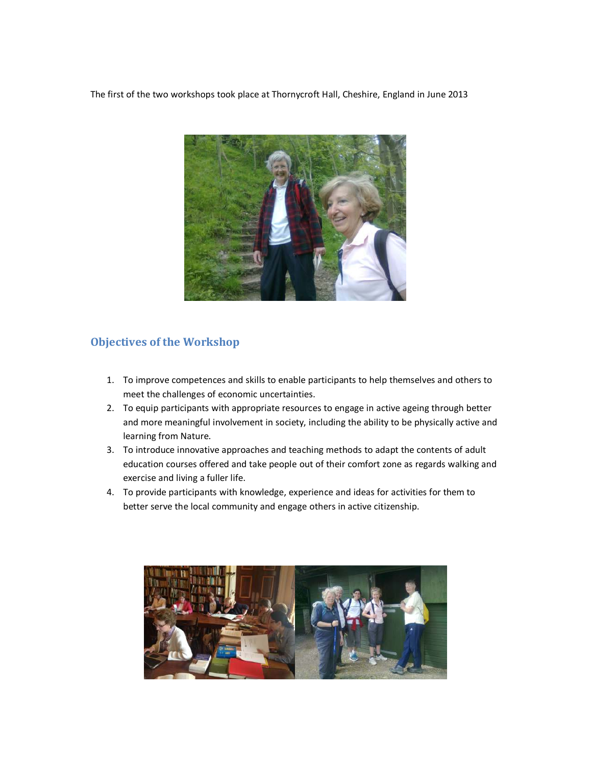The first of the two workshops took place at Thornycroft Hall, Cheshire, England in June 2013

## Objectives of the Workshop

1. To improve competences and skills to enable participants to help themselves and others to meet the challenges of economic uncertainties.
2. To equip participants with appropriate resources to engage in active ageing through better and more meaningful involvement in society, including the ability to be physically active and learning from Nature.
3. To introduce innovative approaches and teaching methods to adapt the contents of adult education courses offered and take people out of their comfort zone as regards walking and exercise and living a fuller life.
4. To provide participants with knowledge, experience and ideas for activities for them to better serve the local community and engage others in active citizenship.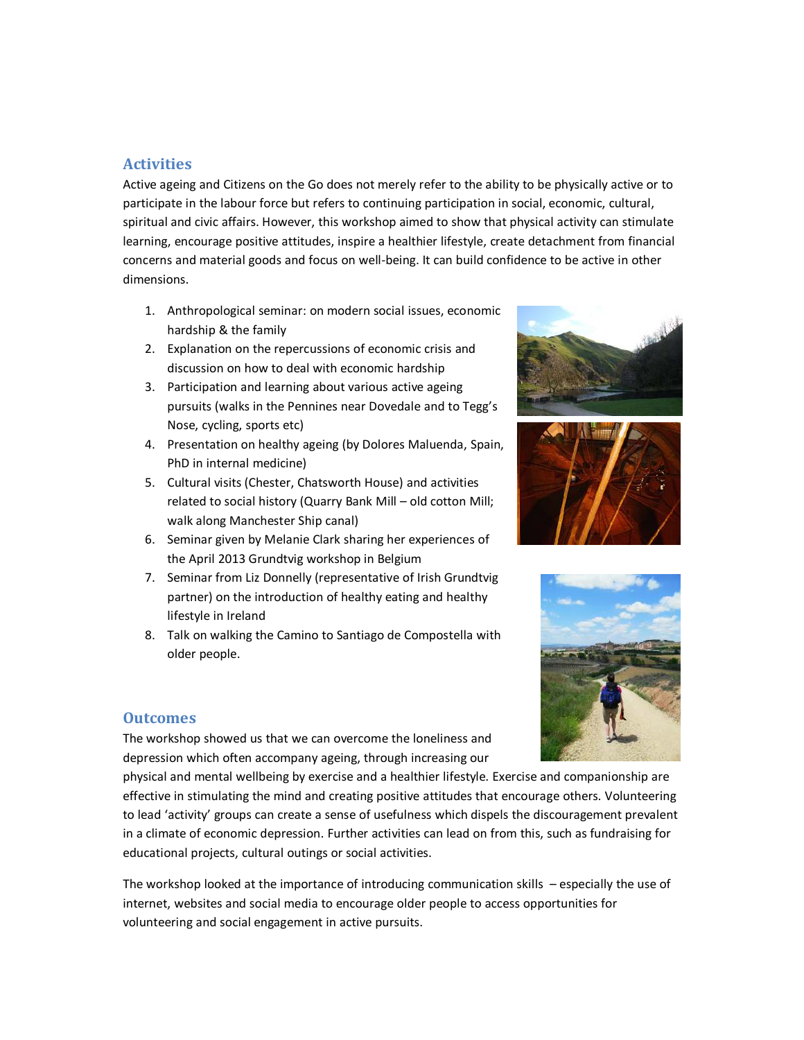## Activities

Active ageing and Citizens on the Go does not merely refer to the ability to be physically active or to participate in the labour force but refers to continuing participation in social, economic, cultural, spiritual and civic affairs. However, this workshop aimed to show that physical activity can stimulate learning, encourage positive attitudes, inspire a healthier lifestyle, create detachment from financial concerns and material goods and focus on well-being. It can build confidence to be active in other dimensions.

1. Anthropological seminar: on modern social issues, economic hardship & the family
2. Explanation on the repercussions of economic crisis and discussion on how to deal with economic hardship
3. Participation and learning about various active ageing pursuits (walks in the Pennines near Dovedale and to Tegg's Nose, cycling, sports etc)
4. Presentation on healthy ageing (by Dolores Maluenda, Spain, PhD in internal medicine)
5. Cultural visits (Chester, Chatsworth House) and activities related to social history (Quarry Bank Mill – old cotton Mill; walk along Manchester Ship canal)
6. Seminar given by Melanie Clark sharing her experiences of the April 2013 Grundtvig workshop in Belgium
7. Seminar from Liz Donnelly (representative of Irish Grundtvig partner) on the introduction of healthy eating and healthy lifestyle in Ireland
8. Talk on walking the Camino to Santiago de Compostella with older people.

## Outcomes

The workshop showed us that we can overcome the loneliness and depression which often accompany ageing, through increasing our physical and mental wellbeing by exercise and a healthier lifestyle. Exercise and companionship are effective in stimulating the mind and creating positive attitudes that encourage others. Volunteering to lead 'activity' groups can create a sense of usefulness which dispels the discouragement prevalent in a climate of economic depression. Further activities can lead on from this, such as fundraising for educational projects, cultural outings or social activities.

The workshop looked at the importance of introducing communication skills – especially the use of internet, websites and social media to encourage older people to access opportunities for volunteering and social engagement in active pursuits.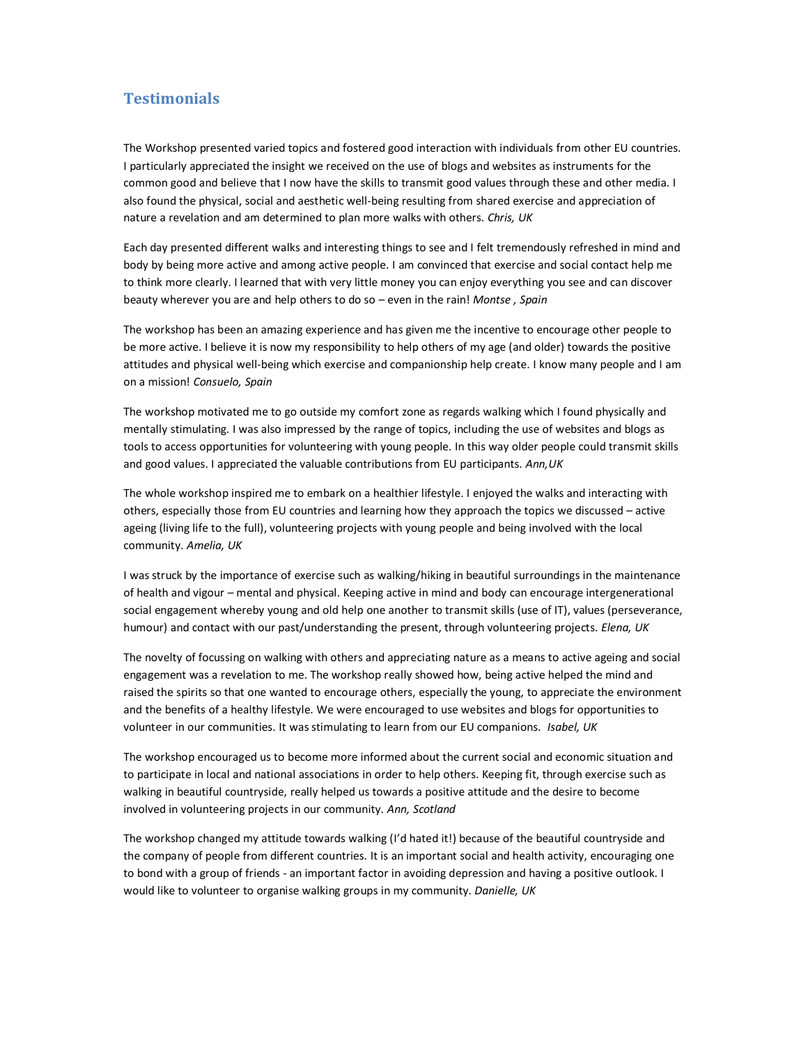## Testimonials

The Workshop presented varied topics and fostered good interaction with individuals from other EU countries. I particularly appreciated the insight we received on the use of blogs and websites as instruments for the common good and believe that I now have the skills to transmit good values through these and other media. I also found the physical, social and aesthetic well-being resulting from shared exercise and appreciation of nature a revelation and am determined to plan more walks with others. *Chris, UK*

Each day presented different walks and interesting things to see and I felt tremendously refreshed in mind and body by being more active and among active people. I am convinced that exercise and social contact help me to think more clearly. I learned that with very little money you can enjoy everything you see and can discover beauty wherever you are and help others to do so – even in the rain! *Montse , Spain*

The workshop has been an amazing experience and has given me the incentive to encourage other people to be more active. I believe it is now my responsibility to help others of my age (and older) towards the positive attitudes and physical well-being which exercise and companionship help create. I know many people and I am on a mission! *Consuelo, Spain*

The workshop motivated me to go outside my comfort zone as regards walking which I found physically and mentally stimulating. I was also impressed by the range of topics, including the use of websites and blogs as tools to access opportunities for volunteering with young people. In this way older people could transmit skills and good values. I appreciated the valuable contributions from EU participants. *Ann,UK*

The whole workshop inspired me to embark on a healthier lifestyle. I enjoyed the walks and interacting with others, especially those from EU countries and learning how they approach the topics we discussed – active ageing (living life to the full), volunteering projects with young people and being involved with the local community. *Amelia, UK*

I was struck by the importance of exercise such as walking/hiking in beautiful surroundings in the maintenance of health and vigour – mental and physical. Keeping active in mind and body can encourage intergenerational social engagement whereby young and old help one another to transmit skills (use of IT), values (perseverance, humour) and contact with our past/understanding the present, through volunteering projects. *Elena, UK*

The novelty of focussing on walking with others and appreciating nature as a means to active ageing and social engagement was a revelation to me. The workshop really showed how, being active helped the mind and raised the spirits so that one wanted to encourage others, especially the young, to appreciate the environment and the benefits of a healthy lifestyle. We were encouraged to use websites and blogs for opportunities to volunteer in our communities. It was stimulating to learn from our EU companions. *Isabel, UK*

The workshop encouraged us to become more informed about the current social and economic situation and to participate in local and national associations in order to help others. Keeping fit, through exercise such as walking in beautiful countryside, really helped us towards a positive attitude and the desire to become involved in volunteering projects in our community. *Ann, Scotland*

The workshop changed my attitude towards walking (I'd hated it!) because of the beautiful countryside and the company of people from different countries. It is an important social and health activity, encouraging one to bond with a group of friends - an important factor in avoiding depression and having a positive outlook. I would like to volunteer to organise walking groups in my community. *Danielle, UK*